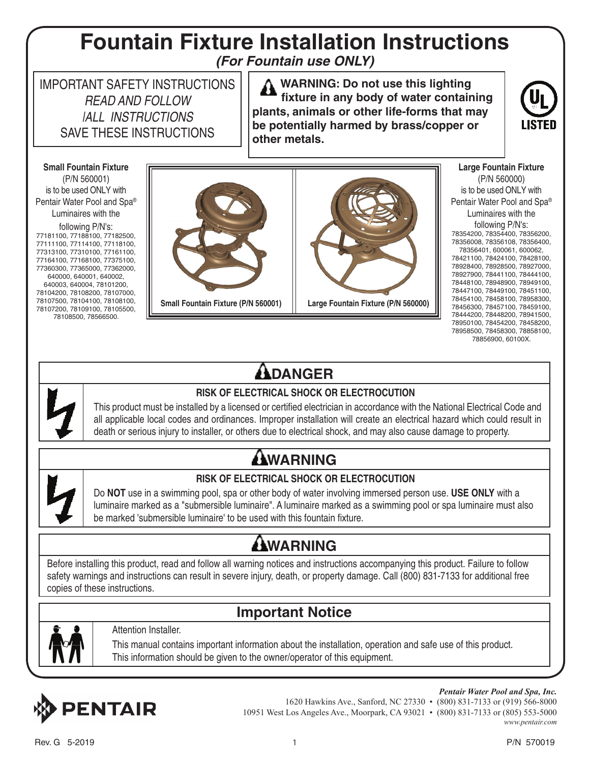# Fountain Fixture Installation Instructions

*(For Fountain use ONLY)*

IMPORTANT SAFETY INSTRUCTIONS
*READ AND FOLLOW*
*ALL INSTRUCTIONS*
SAVE THESE INSTRUCTIONS

**WARNING: Do not use this lighting fixture in any body of water containing plants, animals or other life-forms that may be potentially harmed by brass/copper or other metals.**

UL LISTED

**Small Fountain Fixture**
(P/N 560001)
is to be used ONLY with Pentair Water Pool and Spa® Luminaires with the following P/N's:
77181100, 77188100, 77182500, 77111100, 77114100, 77118100, 77313100, 77310100, 77161100, 77164100, 77168100, 77375100, 77360300, 77365000, 77362000, 640000, 640001, 640002, 640003, 640004, 78101200, 78104200, 78108200, 78107000, 78107500, 78104100, 78108100, 78107200, 78109100, 78105500, 78108500, 78566500.

Small Fountain Fixture (P/N 560001)

Large Fountain Fixture (P/N 560000)

**Large Fountain Fixture**
(P/N 560000)
is to be used ONLY with Pentair Water Pool and Spa® Luminaires with the following P/N's:
78354200, 78354400, 78356200, 78356008, 78356108, 78356400, 78356401, 600061, 600062, 78421100, 78424100, 78428100, 78928400, 78928500, 78927000, 78927900, 78441100, 78444100, 78448100, 78948900, 78949100, 78447100, 78449100, 78451100, 78454100, 78458100, 78958300, 78456300, 78457100, 78459100, 78444200, 78448200, 78941500, 78950100, 78454200, 78458200, 78958500, 78458300, 78858100, 78856900, 60100X.

## DANGER

**RISK OF ELECTRICAL SHOCK OR ELECTROCUTION**

This product must be installed by a licensed or certified electrician in accordance with the National Electrical Code and all applicable local codes and ordinances. Improper installation will create an electrical hazard which could result in death or serious injury to installer, or others due to electrical shock, and may also cause damage to property.

## WARNING

**RISK OF ELECTRICAL SHOCK OR ELECTROCUTION**

Do **NOT** use in a swimming pool, spa or other body of water involving immersed person use. **USE ONLY** with a luminaire marked as a "submersible luminaire". A luminaire marked as a swimming pool or spa luminaire must also be marked 'submersible luminaire' to be used with this fountain fixture.

## WARNING

Before installing this product, read and follow all warning notices and instructions accompanying this product. Failure to follow safety warnings and instructions can result in severe injury, death, or property damage. Call (800) 831-7133 for additional free copies of these instructions.

## Important Notice

Attention Installer.

This manual contains important information about the installation, operation and safe use of this product. This information should be given to the owner/operator of this equipment.

PENTAIR

***Pentair Water Pool and Spa, Inc.***
1620 Hawkins Ave., Sanford, NC 27330 • (800) 831-7133 or (919) 566-8000
10951 West Los Angeles Ave., Moorpark, CA 93021 • (800) 831-7133 or (805) 553-5000
*www.pentair.com*

Rev. G 5-2019

P/N 570019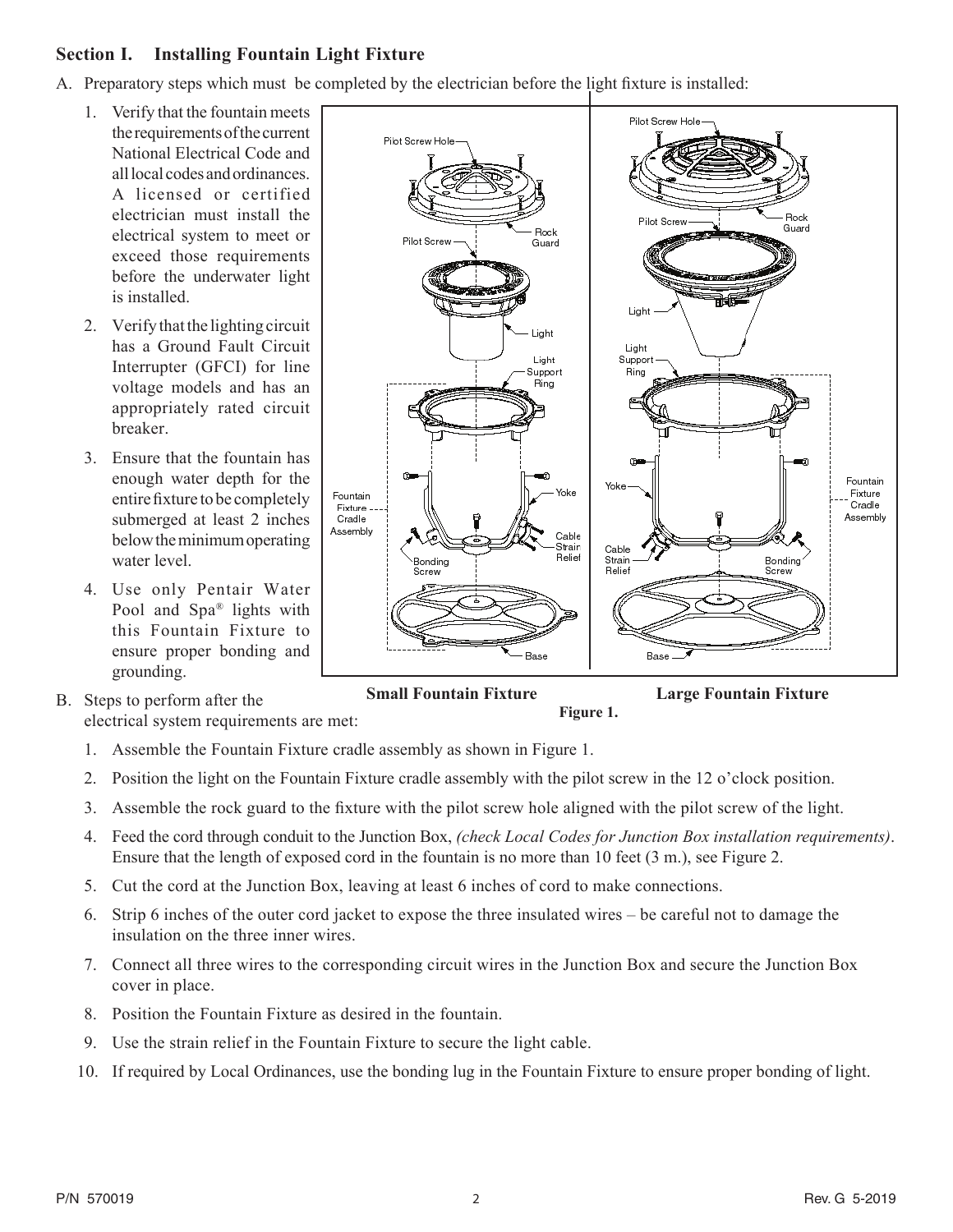## Section I. Installing Fountain Light Fixture

A. Preparatory steps which must be completed by the electrician before the light fixture is installed:

1. Verify that the fountain meets the requirements of the current National Electrical Code and all local codes and ordinances. A licensed or certified electrician must install the electrical system to meet or exceed those requirements before the underwater light is installed.
2. Verify that the lighting circuit has a Ground Fault Circuit Interrupter (GFCI) for line voltage models and has an appropriately rated circuit breaker.
3. Ensure that the fountain has enough water depth for the entire fixture to be completely submerged at least 2 inches below the minimum operating water level.
4. Use only Pentair Water Pool and Spa® lights with this Fountain Fixture to ensure proper bonding and grounding.

**Small Fountain Fixture** **Large Fountain Fixture**

**Figure 1.**

B. Steps to perform after the electrical system requirements are met:

1. Assemble the Fountain Fixture cradle assembly as shown in Figure 1.
2. Position the light on the Fountain Fixture cradle assembly with the pilot screw in the 12 o'clock position.
3. Assemble the rock guard to the fixture with the pilot screw hole aligned with the pilot screw of the light.
4. Feed the cord through conduit to the Junction Box, *(check Local Codes for Junction Box installation requirements)*. Ensure that the length of exposed cord in the fountain is no more than 10 feet (3 m.), see Figure 2.
5. Cut the cord at the Junction Box, leaving at least 6 inches of cord to make connections.
6. Strip 6 inches of the outer cord jacket to expose the three insulated wires – be careful not to damage the insulation on the three inner wires.
7. Connect all three wires to the corresponding circuit wires in the Junction Box and secure the Junction Box cover in place.
8. Position the Fountain Fixture as desired in the fountain.
9. Use the strain relief in the Fountain Fixture to secure the light cable.
10. If required by Local Ordinances, use the bonding lug in the Fountain Fixture to ensure proper bonding of light.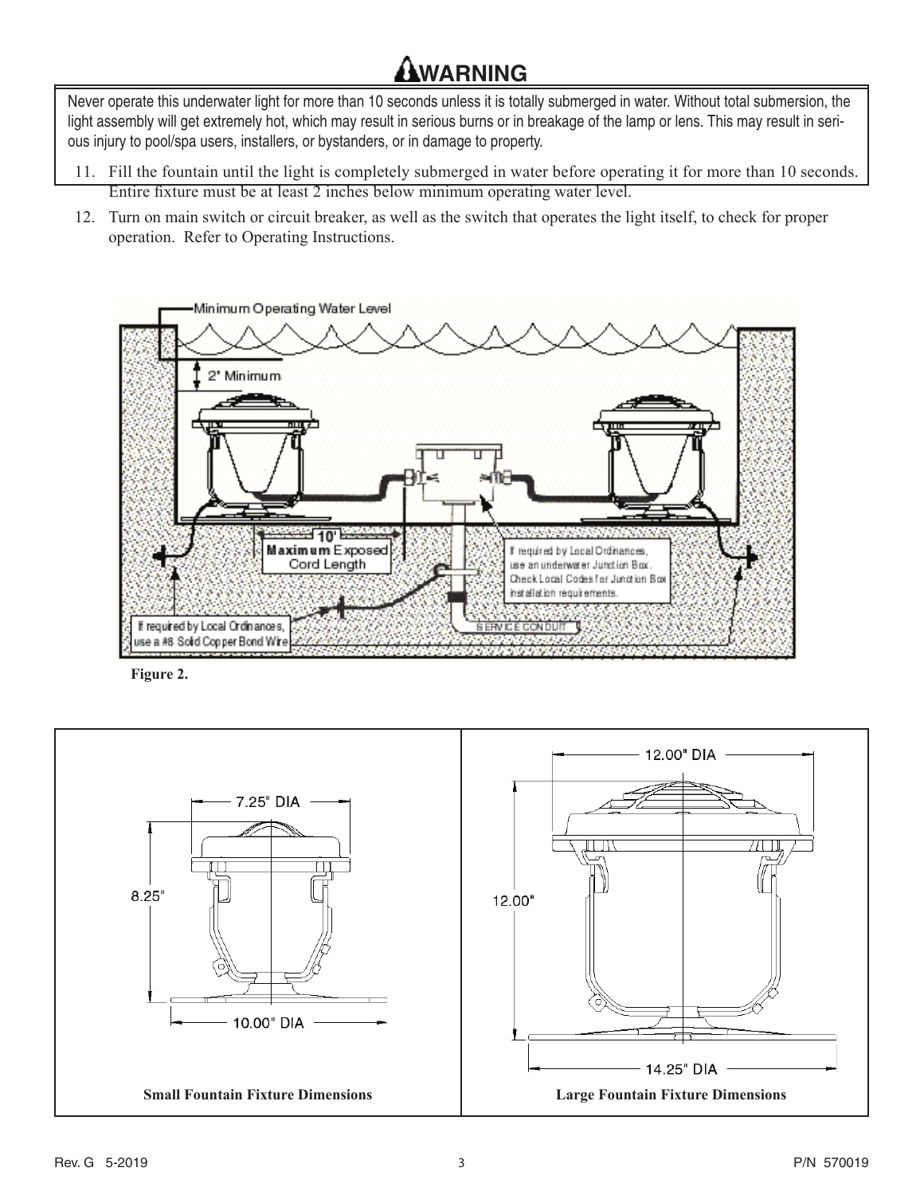## ⚠WARNING

Never operate this underwater light for more than 10 seconds unless it is totally submerged in water. Without total submersion, the light assembly will get extremely hot, which may result in serious burns or in breakage of the lamp or lens. This may result in serious injury to pool/spa users, installers, or bystanders, or in damage to property.

11. Fill the fountain until the light is completely submerged in water before operating it for more than 10 seconds. Entire fixture must be at least 2 inches below minimum operating water level.
12. Turn on main switch or circuit breaker, as well as the switch that operates the light itself, to check for proper operation. Refer to Operating Instructions.

Minimum Operating Water Level

2" Minimum

10' **Maximum** Exposed Cord Length

If required by Local Ordinances, use an underwater Junction Box. Check Local Codes for Junction Box installation requirements.

If required by Local Ordinances, use a #8 Solid Copper Bond Wire

SERVICE CONDUIT

**Figure 2.**

7.25" DIA

8.25"

10.00" DIA

**Small Fountain Fixture Dimensions**

12.00" DIA

12.00"

14.25" DIA

**Large Fountain Fixture Dimensions**

Rev. G 5-2019

P/N 570019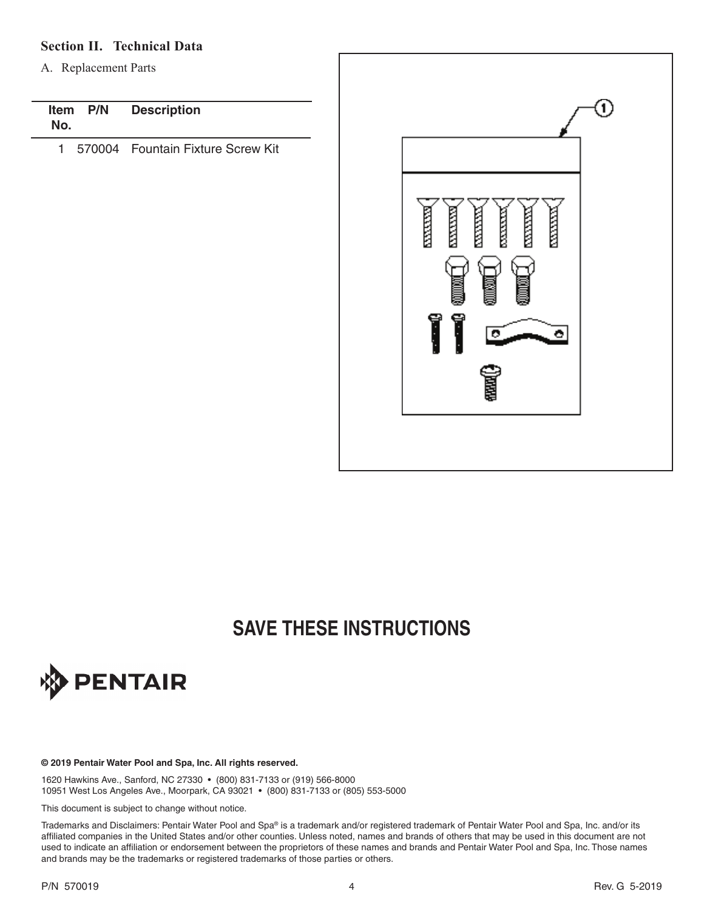## Section II. Technical Data

A. Replacement Parts

| Item No. | P/N | Description |
| --- | --- | --- |
| 1 | 570004 | Fountain Fixture Screw Kit |

1

# SAVE THESE INSTRUCTIONS

PENTAIR

**© 2019 Pentair Water Pool and Spa, Inc. All rights reserved.**

1620 Hawkins Ave., Sanford, NC 27330 • (800) 831-7133 or (919) 566-8000
10951 West Los Angeles Ave., Moorpark, CA 93021 • (800) 831-7133 or (805) 553-5000

This document is subject to change without notice.

Trademarks and Disclaimers: Pentair Water Pool and Spa® is a trademark and/or registered trademark of Pentair Water Pool and Spa, Inc. and/or its affiliated companies in the United States and/or other counties. Unless noted, names and brands of others that may be used in this document are not used to indicate an affiliation or endorsement between the proprietors of these names and brands and Pentair Water Pool and Spa, Inc. Those names and brands may be the trademarks or registered trademarks of those parties or others.

P/N 570019

Rev. G 5-2019